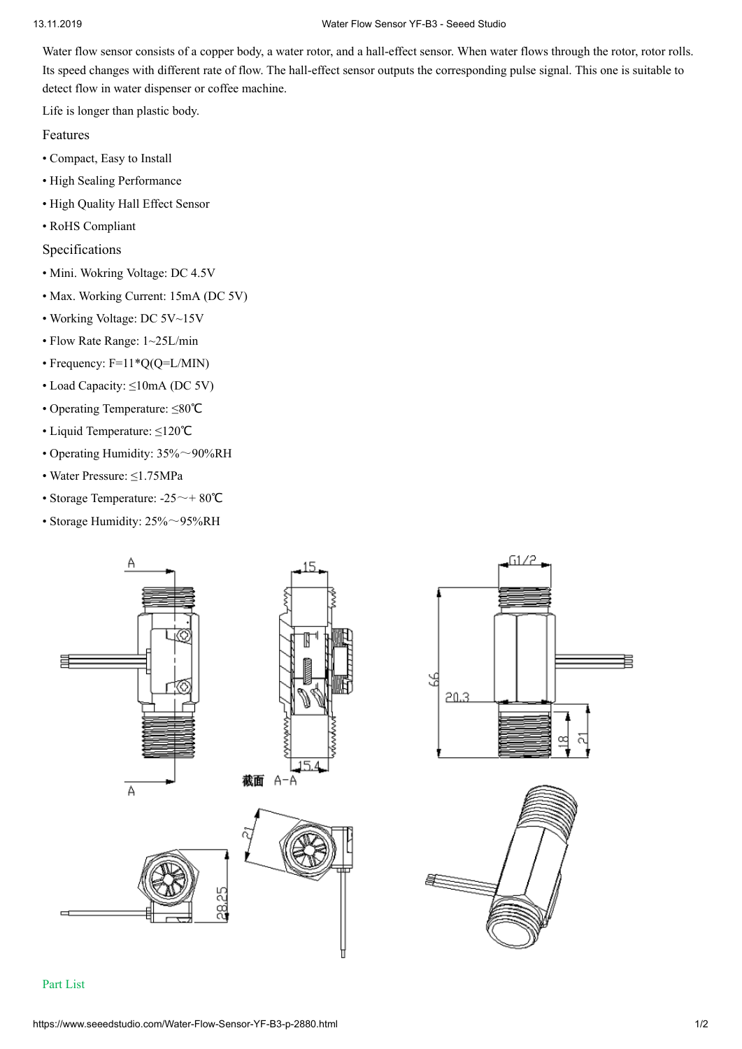Water flow sensor consists of a copper body, a water rotor, and a hall-effect sensor. When water flows through the rotor, rotor rolls. Its speed changes with different rate of flow. The hall-effect sensor outputs the corresponding pulse signal. This one is suitable to detect flow in water dispenser or coffee machine.

Life is longer than plastic body.

## Features

- Compact, Easy to Install
- High Sealing Performance
- High Quality Hall Effect Sensor
- RoHS Compliant

## Specifications

- Mini. Wokring Voltage: DC 4.5V
- Max. Working Current: 15mA (DC 5V)
- Working Voltage: DC 5V~15V
- Flow Rate Range: 1~25L/min
- Frequency: F=11*Q(Q=L/MIN)
- Load Capacity: ≤10mA (DC 5V)
- Operating Temperature: ≤80℃
- Liquid Temperature: ≤120℃
- Operating Humidity: 35%～90%RH
- Water Pressure: ≤1.75MPa
- Storage Temperature: -25～+ 80℃
- Storage Humidity: 25%～95%RH

Part List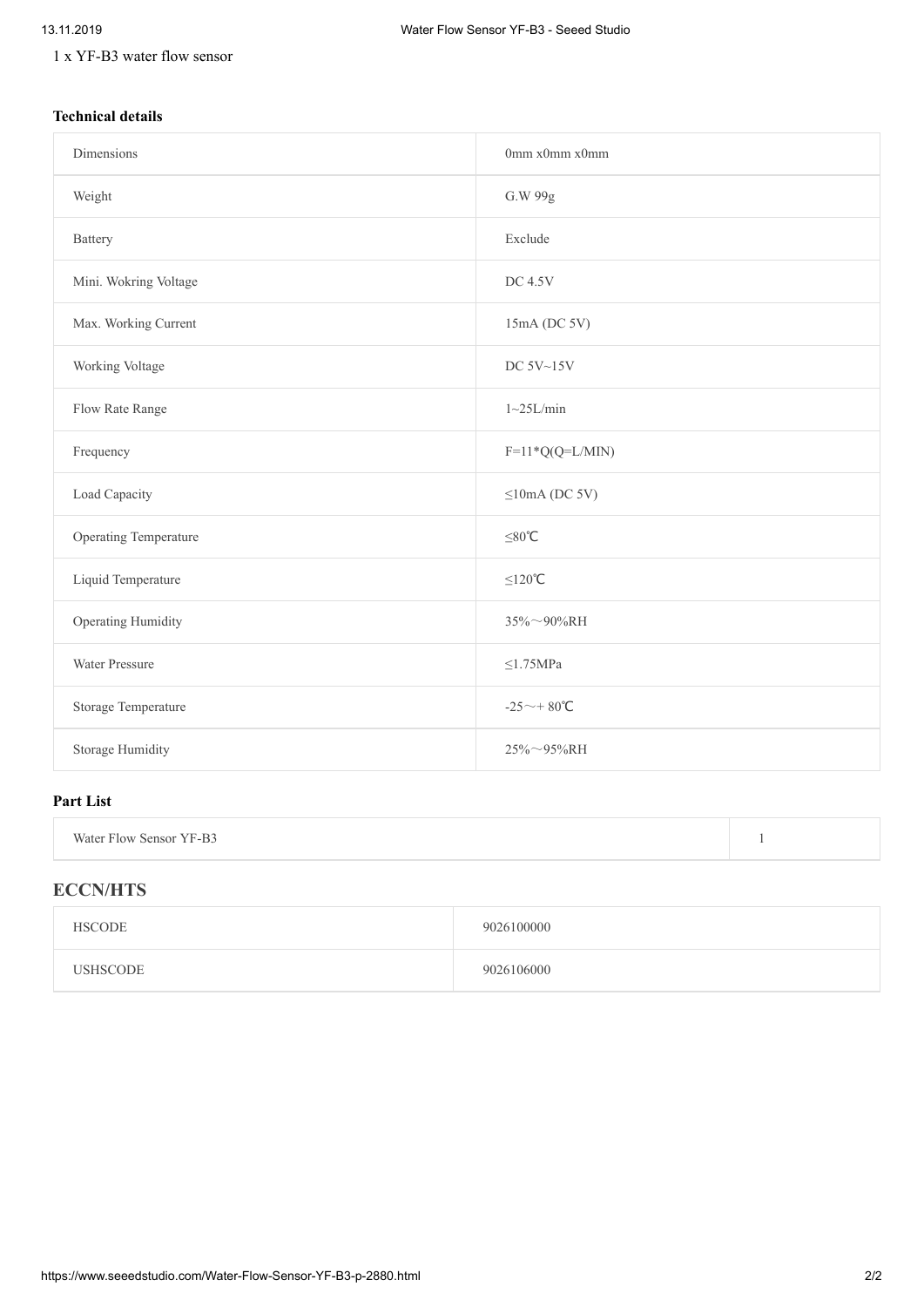1 x YF-B3 water flow sensor

### Technical details

| | |
|---|---|
| Dimensions | 0mm x0mm x0mm |
| Weight | G.W 99g |
| Battery | Exclude |
| Mini. Wokring Voltage | DC 4.5V |
| Max. Working Current | 15mA (DC 5V) |
| Working Voltage | DC 5V~15V |
| Flow Rate Range | 1~25L/min |
| Frequency | F=11*Q(Q=L/MIN) |
| Load Capacity | ≤10mA (DC 5V) |
| Operating Temperature | ≤80℃ |
| Liquid Temperature | ≤120℃ |
| Operating Humidity | 35%～90%RH |
| Water Pressure | ≤1.75MPa |
| Storage Temperature | -25～+ 80℃ |
| Storage Humidity | 25%～95%RH |

### Part List

| | |
|---|---|
| Water Flow Sensor YF-B3 | 1 |

## ECCN/HTS

| | |
|---|---|
| HSCODE | 9026100000 |
| USHSCODE | 9026106000 |